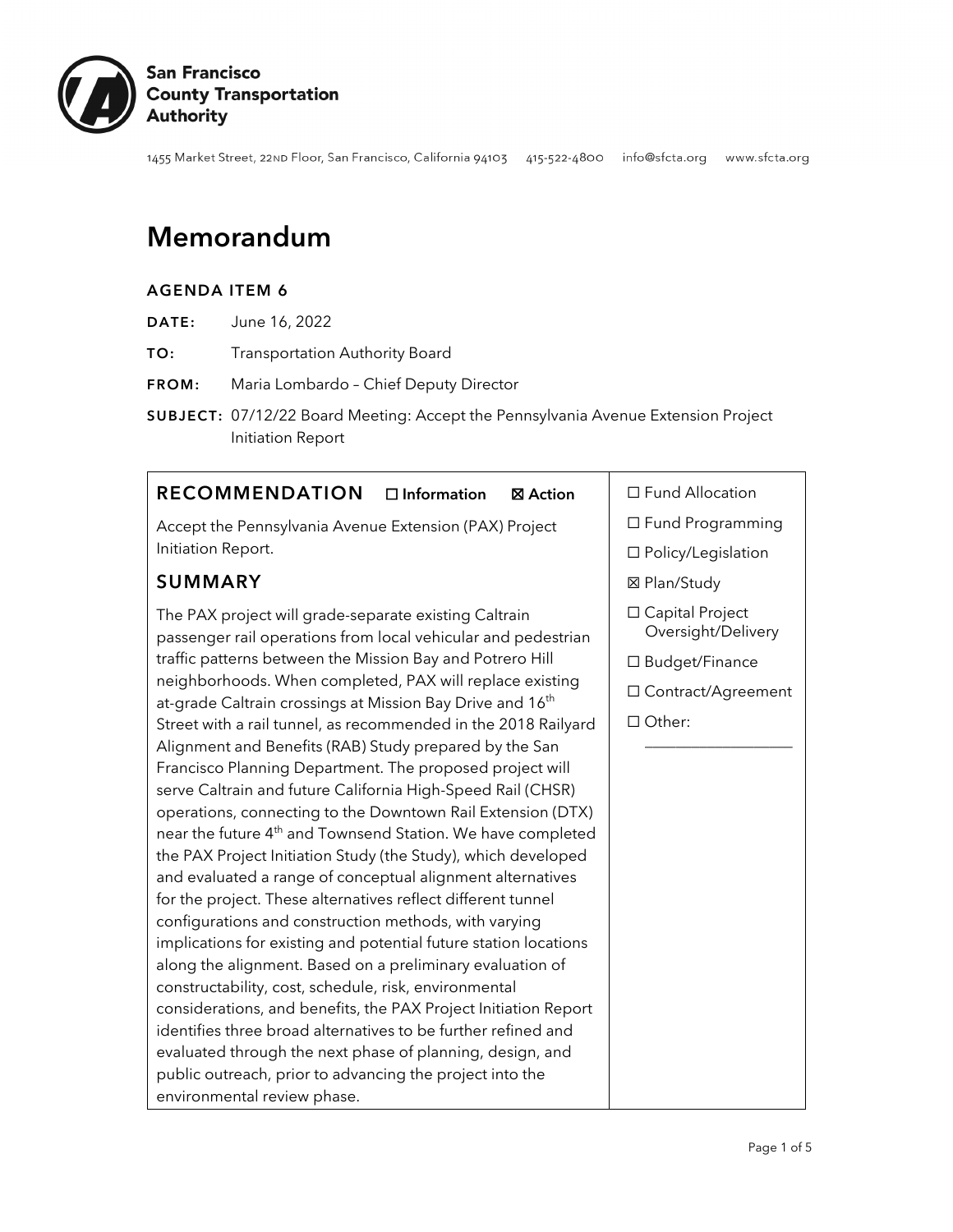**San Francisco County Transportation Authority**

1455 Market Street, 22ND Floor, San Francisco, California 94103 415-522-4800 info@sfcta.org www.sfcta.org

# Memorandum

**AGENDA ITEM 6**

**DATE:** June 16, 2022

**TO:** Transportation Authority Board

**FROM:** Maria Lombardo – Chief Deputy Director

**SUBJECT:** 07/12/22 Board Meeting: Accept the Pennsylvania Avenue Extension Project Initiation Report

## RECOMMENDATION ☐ Information ☒ Action

Accept the Pennsylvania Avenue Extension (PAX) Project Initiation Report.

## SUMMARY

The PAX project will grade-separate existing Caltrain passenger rail operations from local vehicular and pedestrian traffic patterns between the Mission Bay and Potrero Hill neighborhoods. When completed, PAX will replace existing at-grade Caltrain crossings at Mission Bay Drive and 16th Street with a rail tunnel, as recommended in the 2018 Railyard Alignment and Benefits (RAB) Study prepared by the San Francisco Planning Department. The proposed project will serve Caltrain and future California High-Speed Rail (CHSR) operations, connecting to the Downtown Rail Extension (DTX) near the future 4th and Townsend Station. We have completed the PAX Project Initiation Study (the Study), which developed and evaluated a range of conceptual alignment alternatives for the project. These alternatives reflect different tunnel configurations and construction methods, with varying implications for existing and potential future station locations along the alignment. Based on a preliminary evaluation of constructability, cost, schedule, risk, environmental considerations, and benefits, the PAX Project Initiation Report identifies three broad alternatives to be further refined and evaluated through the next phase of planning, design, and public outreach, prior to advancing the project into the environmental review phase.

- ☐ Fund Allocation
- ☐ Fund Programming
- ☐ Policy/Legislation
- ☒ Plan/Study
- ☐ Capital Project Oversight/Delivery
- ☐ Budget/Finance
- ☐ Contract/Agreement
- ☐ Other: \_\_\_\_\_\_\_\_\_\_\_\_\_\_\_\_\_\_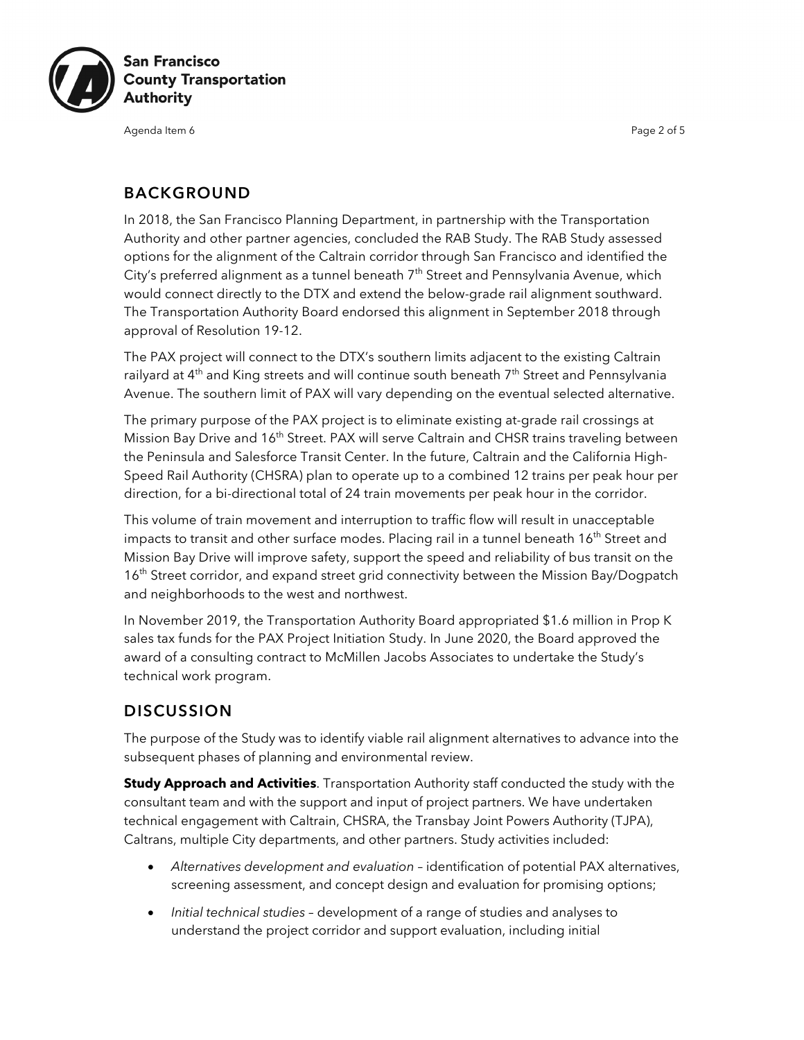## BACKGROUND

In 2018, the San Francisco Planning Department, in partnership with the Transportation Authority and other partner agencies, concluded the RAB Study. The RAB Study assessed options for the alignment of the Caltrain corridor through San Francisco and identified the City's preferred alignment as a tunnel beneath 7th Street and Pennsylvania Avenue, which would connect directly to the DTX and extend the below-grade rail alignment southward. The Transportation Authority Board endorsed this alignment in September 2018 through approval of Resolution 19-12.

The PAX project will connect to the DTX's southern limits adjacent to the existing Caltrain railyard at 4th and King streets and will continue south beneath 7th Street and Pennsylvania Avenue. The southern limit of PAX will vary depending on the eventual selected alternative.

The primary purpose of the PAX project is to eliminate existing at-grade rail crossings at Mission Bay Drive and 16th Street. PAX will serve Caltrain and CHSR trains traveling between the Peninsula and Salesforce Transit Center. In the future, Caltrain and the California High-Speed Rail Authority (CHSRA) plan to operate up to a combined 12 trains per peak hour per direction, for a bi-directional total of 24 train movements per peak hour in the corridor.

This volume of train movement and interruption to traffic flow will result in unacceptable impacts to transit and other surface modes. Placing rail in a tunnel beneath 16th Street and Mission Bay Drive will improve safety, support the speed and reliability of bus transit on the 16th Street corridor, and expand street grid connectivity between the Mission Bay/Dogpatch and neighborhoods to the west and northwest.

In November 2019, the Transportation Authority Board appropriated $1.6 million in Prop K sales tax funds for the PAX Project Initiation Study. In June 2020, the Board approved the award of a consulting contract to McMillen Jacobs Associates to undertake the Study's technical work program.

## DISCUSSION

The purpose of the Study was to identify viable rail alignment alternatives to advance into the subsequent phases of planning and environmental review.

**Study Approach and Activities**. Transportation Authority staff conducted the study with the consultant team and with the support and input of project partners. We have undertaken technical engagement with Caltrain, CHSRA, the Transbay Joint Powers Authority (TJPA), Caltrans, multiple City departments, and other partners. Study activities included:

- *Alternatives development and evaluation* – identification of potential PAX alternatives, screening assessment, and concept design and evaluation for promising options;
- *Initial technical studies* – development of a range of studies and analyses to understand the project corridor and support evaluation, including initial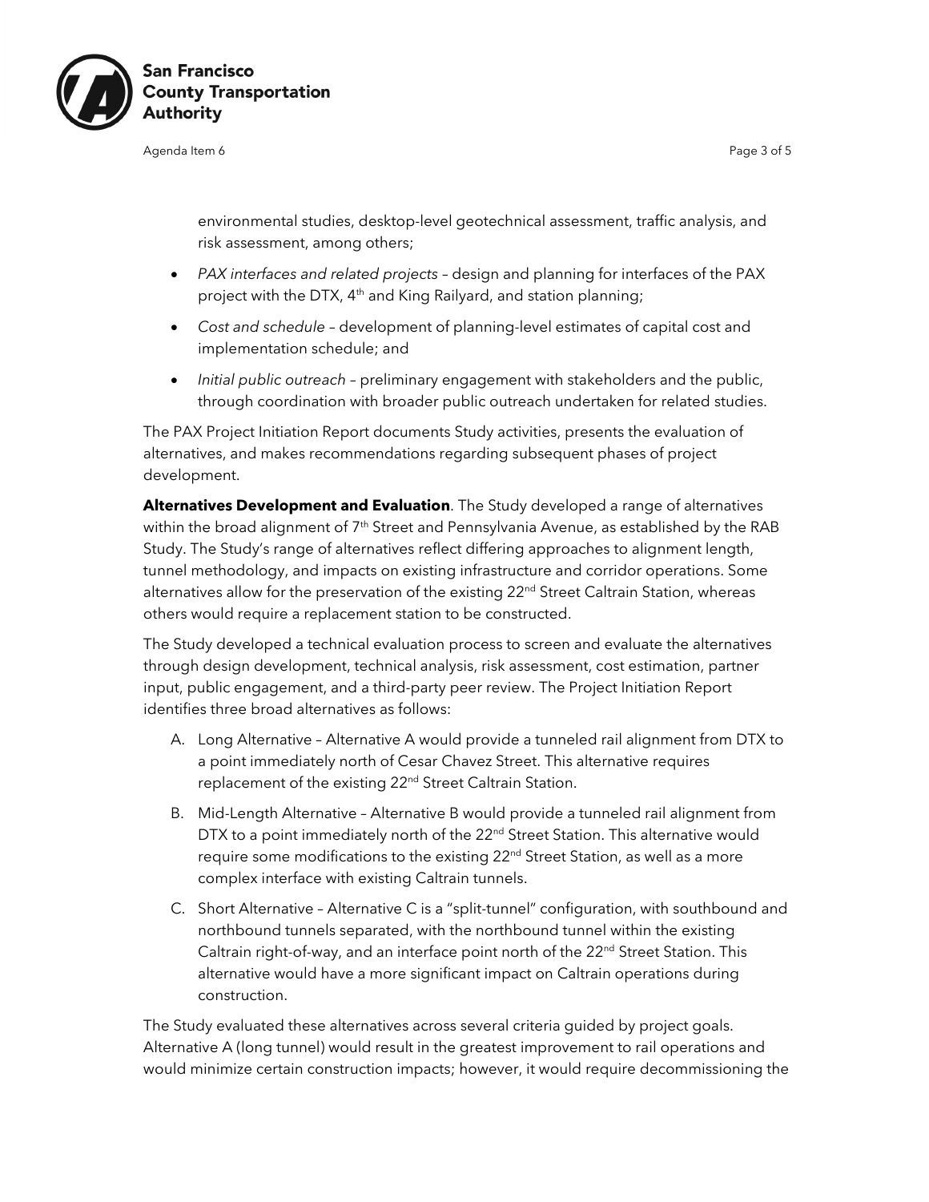environmental studies, desktop-level geotechnical assessment, traffic analysis, and risk assessment, among others;

- *PAX interfaces and related projects* – design and planning for interfaces of the PAX project with the DTX, 4th and King Railyard, and station planning;
- *Cost and schedule* – development of planning-level estimates of capital cost and implementation schedule; and
- *Initial public outreach* – preliminary engagement with stakeholders and the public, through coordination with broader public outreach undertaken for related studies.

The PAX Project Initiation Report documents Study activities, presents the evaluation of alternatives, and makes recommendations regarding subsequent phases of project development.

**Alternatives Development and Evaluation**. The Study developed a range of alternatives within the broad alignment of 7th Street and Pennsylvania Avenue, as established by the RAB Study. The Study's range of alternatives reflect differing approaches to alignment length, tunnel methodology, and impacts on existing infrastructure and corridor operations. Some alternatives allow for the preservation of the existing 22nd Street Caltrain Station, whereas others would require a replacement station to be constructed.

The Study developed a technical evaluation process to screen and evaluate the alternatives through design development, technical analysis, risk assessment, cost estimation, partner input, public engagement, and a third-party peer review. The Project Initiation Report identifies three broad alternatives as follows:

A. Long Alternative – Alternative A would provide a tunneled rail alignment from DTX to a point immediately north of Cesar Chavez Street. This alternative requires replacement of the existing 22nd Street Caltrain Station.

B. Mid-Length Alternative – Alternative B would provide a tunneled rail alignment from DTX to a point immediately north of the 22nd Street Station. This alternative would require some modifications to the existing 22nd Street Station, as well as a more complex interface with existing Caltrain tunnels.

C. Short Alternative – Alternative C is a "split-tunnel" configuration, with southbound and northbound tunnels separated, with the northbound tunnel within the existing Caltrain right-of-way, and an interface point north of the 22nd Street Station. This alternative would have a more significant impact on Caltrain operations during construction.

The Study evaluated these alternatives across several criteria guided by project goals. Alternative A (long tunnel) would result in the greatest improvement to rail operations and would minimize certain construction impacts; however, it would require decommissioning the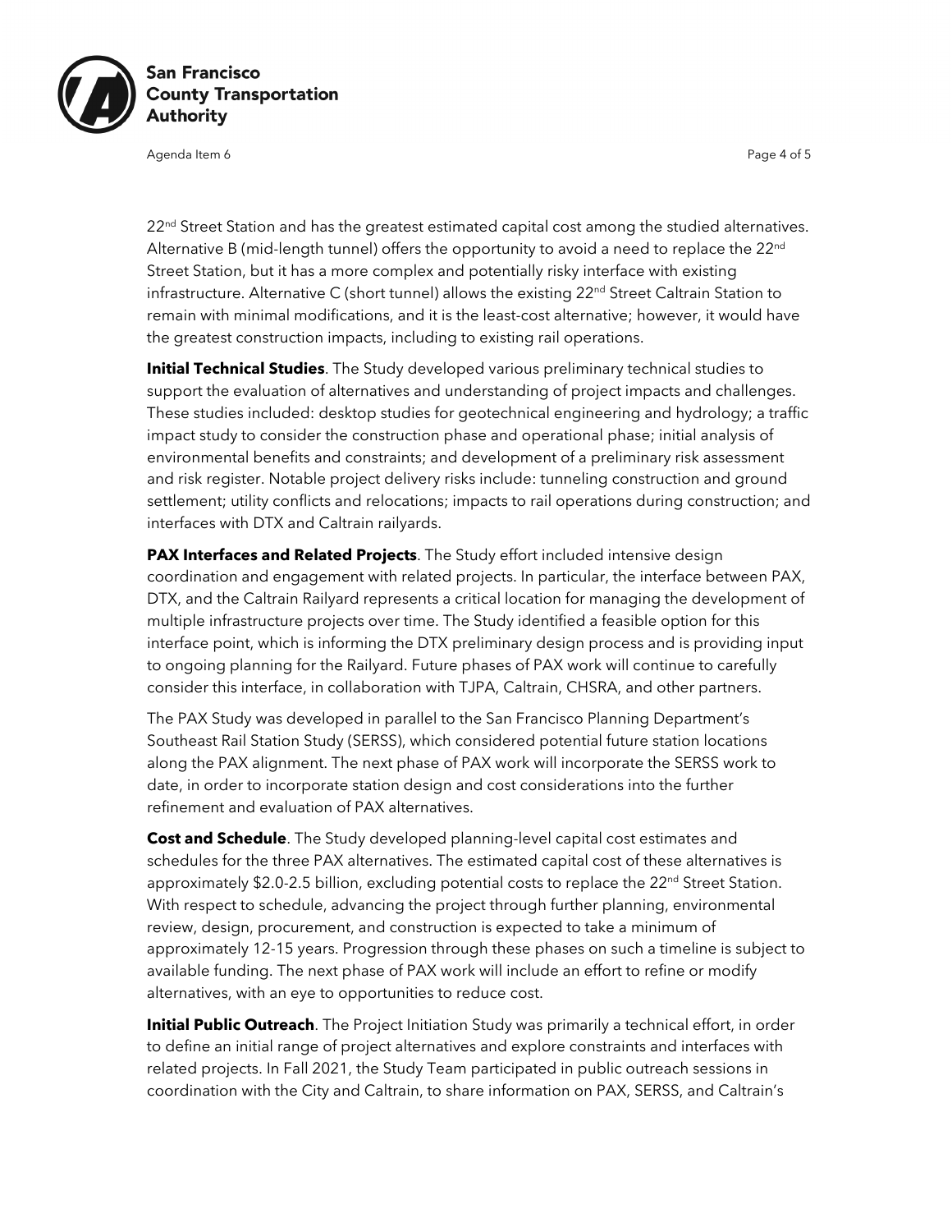22nd Street Station and has the greatest estimated capital cost among the studied alternatives. Alternative B (mid-length tunnel) offers the opportunity to avoid a need to replace the 22nd Street Station, but it has a more complex and potentially risky interface with existing infrastructure. Alternative C (short tunnel) allows the existing 22nd Street Caltrain Station to remain with minimal modifications, and it is the least-cost alternative; however, it would have the greatest construction impacts, including to existing rail operations.

**Initial Technical Studies**. The Study developed various preliminary technical studies to support the evaluation of alternatives and understanding of project impacts and challenges. These studies included: desktop studies for geotechnical engineering and hydrology; a traffic impact study to consider the construction phase and operational phase; initial analysis of environmental benefits and constraints; and development of a preliminary risk assessment and risk register. Notable project delivery risks include: tunneling construction and ground settlement; utility conflicts and relocations; impacts to rail operations during construction; and interfaces with DTX and Caltrain railyards.

**PAX Interfaces and Related Projects**. The Study effort included intensive design coordination and engagement with related projects. In particular, the interface between PAX, DTX, and the Caltrain Railyard represents a critical location for managing the development of multiple infrastructure projects over time. The Study identified a feasible option for this interface point, which is informing the DTX preliminary design process and is providing input to ongoing planning for the Railyard. Future phases of PAX work will continue to carefully consider this interface, in collaboration with TJPA, Caltrain, CHSRA, and other partners.

The PAX Study was developed in parallel to the San Francisco Planning Department's Southeast Rail Station Study (SERSS), which considered potential future station locations along the PAX alignment. The next phase of PAX work will incorporate the SERSS work to date, in order to incorporate station design and cost considerations into the further refinement and evaluation of PAX alternatives.

**Cost and Schedule**. The Study developed planning-level capital cost estimates and schedules for the three PAX alternatives. The estimated capital cost of these alternatives is approximately $2.0-2.5 billion, excluding potential costs to replace the 22nd Street Station. With respect to schedule, advancing the project through further planning, environmental review, design, procurement, and construction is expected to take a minimum of approximately 12-15 years. Progression through these phases on such a timeline is subject to available funding. The next phase of PAX work will include an effort to refine or modify alternatives, with an eye to opportunities to reduce cost.

**Initial Public Outreach**. The Project Initiation Study was primarily a technical effort, in order to define an initial range of project alternatives and explore constraints and interfaces with related projects. In Fall 2021, the Study Team participated in public outreach sessions in coordination with the City and Caltrain, to share information on PAX, SERSS, and Caltrain's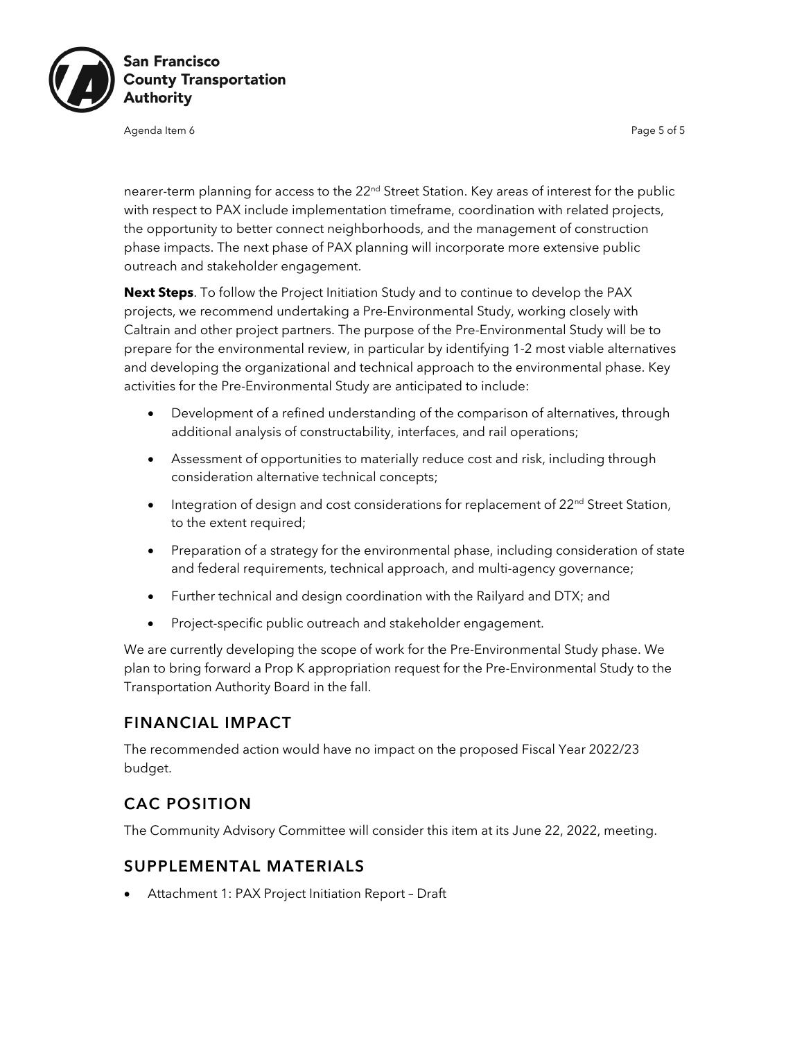nearer-term planning for access to the 22nd Street Station. Key areas of interest for the public with respect to PAX include implementation timeframe, coordination with related projects, the opportunity to better connect neighborhoods, and the management of construction phase impacts. The next phase of PAX planning will incorporate more extensive public outreach and stakeholder engagement.

**Next Steps**. To follow the Project Initiation Study and to continue to develop the PAX projects, we recommend undertaking a Pre-Environmental Study, working closely with Caltrain and other project partners. The purpose of the Pre-Environmental Study will be to prepare for the environmental review, in particular by identifying 1-2 most viable alternatives and developing the organizational and technical approach to the environmental phase. Key activities for the Pre-Environmental Study are anticipated to include:

- Development of a refined understanding of the comparison of alternatives, through additional analysis of constructability, interfaces, and rail operations;
- Assessment of opportunities to materially reduce cost and risk, including through consideration alternative technical concepts;
- Integration of design and cost considerations for replacement of 22nd Street Station, to the extent required;
- Preparation of a strategy for the environmental phase, including consideration of state and federal requirements, technical approach, and multi-agency governance;
- Further technical and design coordination with the Railyard and DTX; and
- Project-specific public outreach and stakeholder engagement.

We are currently developing the scope of work for the Pre-Environmental Study phase. We plan to bring forward a Prop K appropriation request for the Pre-Environmental Study to the Transportation Authority Board in the fall.

## FINANCIAL IMPACT

The recommended action would have no impact on the proposed Fiscal Year 2022/23 budget.

## CAC POSITION

The Community Advisory Committee will consider this item at its June 22, 2022, meeting.

## SUPPLEMENTAL MATERIALS

- Attachment 1: PAX Project Initiation Report – Draft